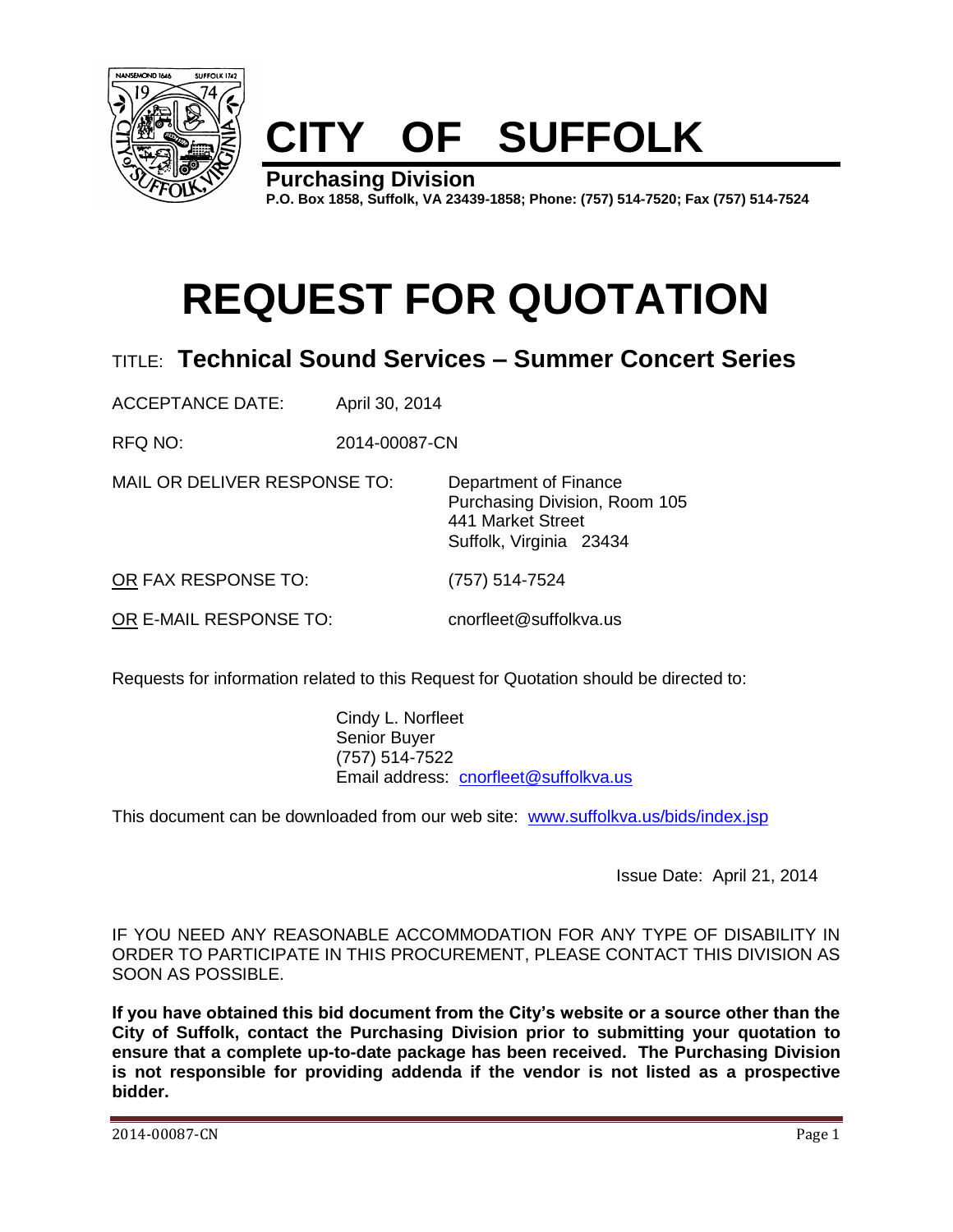# CITY OF SUFFOLK

**Purchasing Division**
**P.O. Box 1858, Suffolk, VA 23439-1858; Phone: (757) 514-7520; Fax (757) 514-7524**

# REQUEST FOR QUOTATION

## TITLE: Technical Sound Services – Summer Concert Series

ACCEPTANCE DATE: April 30, 2014

RFQ NO: 2014-00087-CN

MAIL OR DELIVER RESPONSE TO:
Department of Finance
Purchasing Division, Room 105
441 Market Street
Suffolk, Virginia 23434

OR FAX RESPONSE TO: (757) 514-7524

OR E-MAIL RESPONSE TO: cnorfleet@suffolkva.us

Requests for information related to this Request for Quotation should be directed to:

Cindy L. Norfleet
Senior Buyer
(757) 514-7522
Email address: cnorfleet@suffolkva.us

This document can be downloaded from our web site: www.suffolkva.us/bids/index.jsp

Issue Date: April 21, 2014

IF YOU NEED ANY REASONABLE ACCOMMODATION FOR ANY TYPE OF DISABILITY IN ORDER TO PARTICIPATE IN THIS PROCUREMENT, PLEASE CONTACT THIS DIVISION AS SOON AS POSSIBLE.

**If you have obtained this bid document from the City's website or a source other than the City of Suffolk, contact the Purchasing Division prior to submitting your quotation to ensure that a complete up-to-date package has been received. The Purchasing Division is not responsible for providing addenda if the vendor is not listed as a prospective bidder.**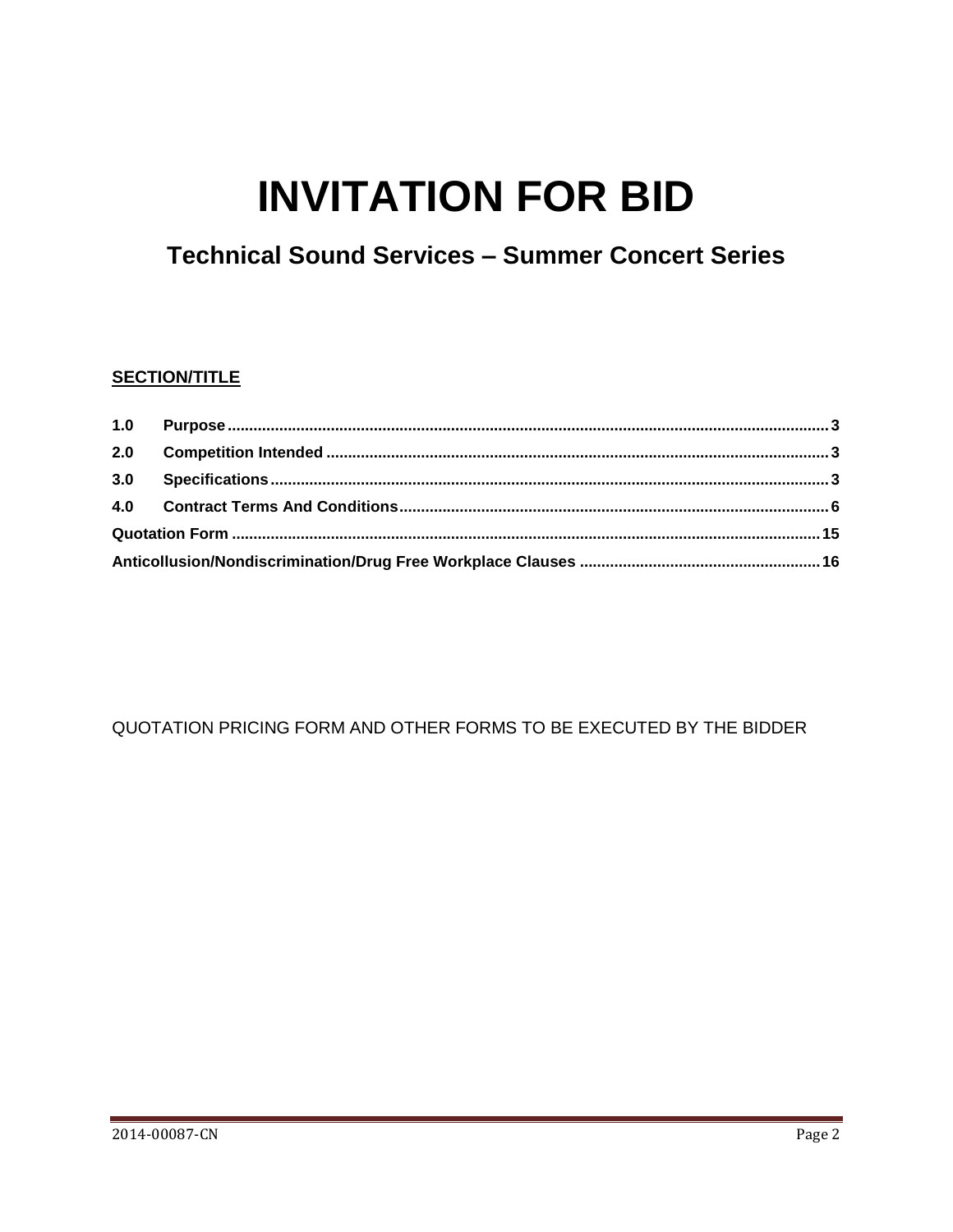# INVITATION FOR BID

## Technical Sound Services – Summer Concert Series

**SECTION/TITLE**

| | | |
|---|---|---|
| **1.0** | **Purpose** | **3** |
| **2.0** | **Competition Intended** | **3** |
| **3.0** | **Specifications** | **3** |
| **4.0** | **Contract Terms And Conditions** | **6** |
| **Quotation Form** | | **15** |
| **Anticollusion/Nondiscrimination/Drug Free Workplace Clauses** | | **16** |

QUOTATION PRICING FORM AND OTHER FORMS TO BE EXECUTED BY THE BIDDER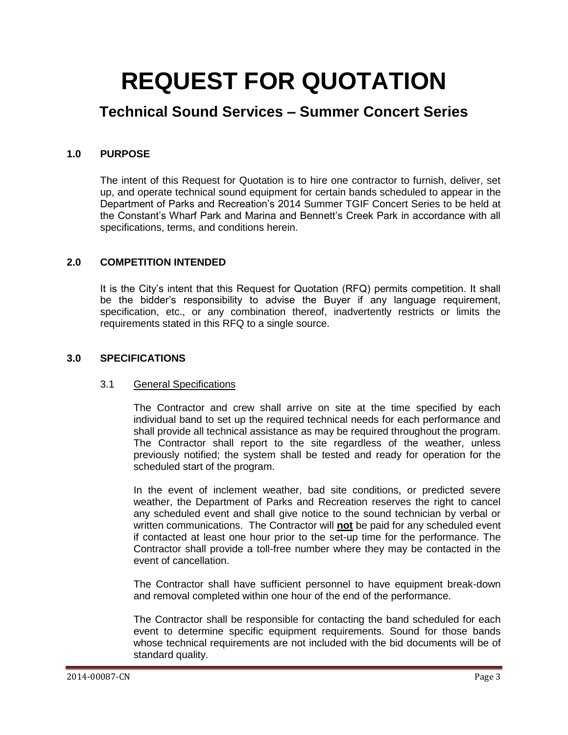# REQUEST FOR QUOTATION

## Technical Sound Services – Summer Concert Series

### 1.0 PURPOSE

The intent of this Request for Quotation is to hire one contractor to furnish, deliver, set up, and operate technical sound equipment for certain bands scheduled to appear in the Department of Parks and Recreation's 2014 Summer TGIF Concert Series to be held at the Constant's Wharf Park and Marina and Bennett's Creek Park in accordance with all specifications, terms, and conditions herein.

### 2.0 COMPETITION INTENDED

It is the City's intent that this Request for Quotation (RFQ) permits competition. It shall be the bidder's responsibility to advise the Buyer if any language requirement, specification, etc., or any combination thereof, inadvertently restricts or limits the requirements stated in this RFQ to a single source.

### 3.0 SPECIFICATIONS

#### 3.1 General Specifications

The Contractor and crew shall arrive on site at the time specified by each individual band to set up the required technical needs for each performance and shall provide all technical assistance as may be required throughout the program. The Contractor shall report to the site regardless of the weather, unless previously notified; the system shall be tested and ready for operation for the scheduled start of the program.

In the event of inclement weather, bad site conditions, or predicted severe weather, the Department of Parks and Recreation reserves the right to cancel any scheduled event and shall give notice to the sound technician by verbal or written communications. The Contractor will **not** be paid for any scheduled event if contacted at least one hour prior to the set-up time for the performance. The Contractor shall provide a toll-free number where they may be contacted in the event of cancellation.

The Contractor shall have sufficient personnel to have equipment break-down and removal completed within one hour of the end of the performance.

The Contractor shall be responsible for contacting the band scheduled for each event to determine specific equipment requirements. Sound for those bands whose technical requirements are not included with the bid documents will be of standard quality.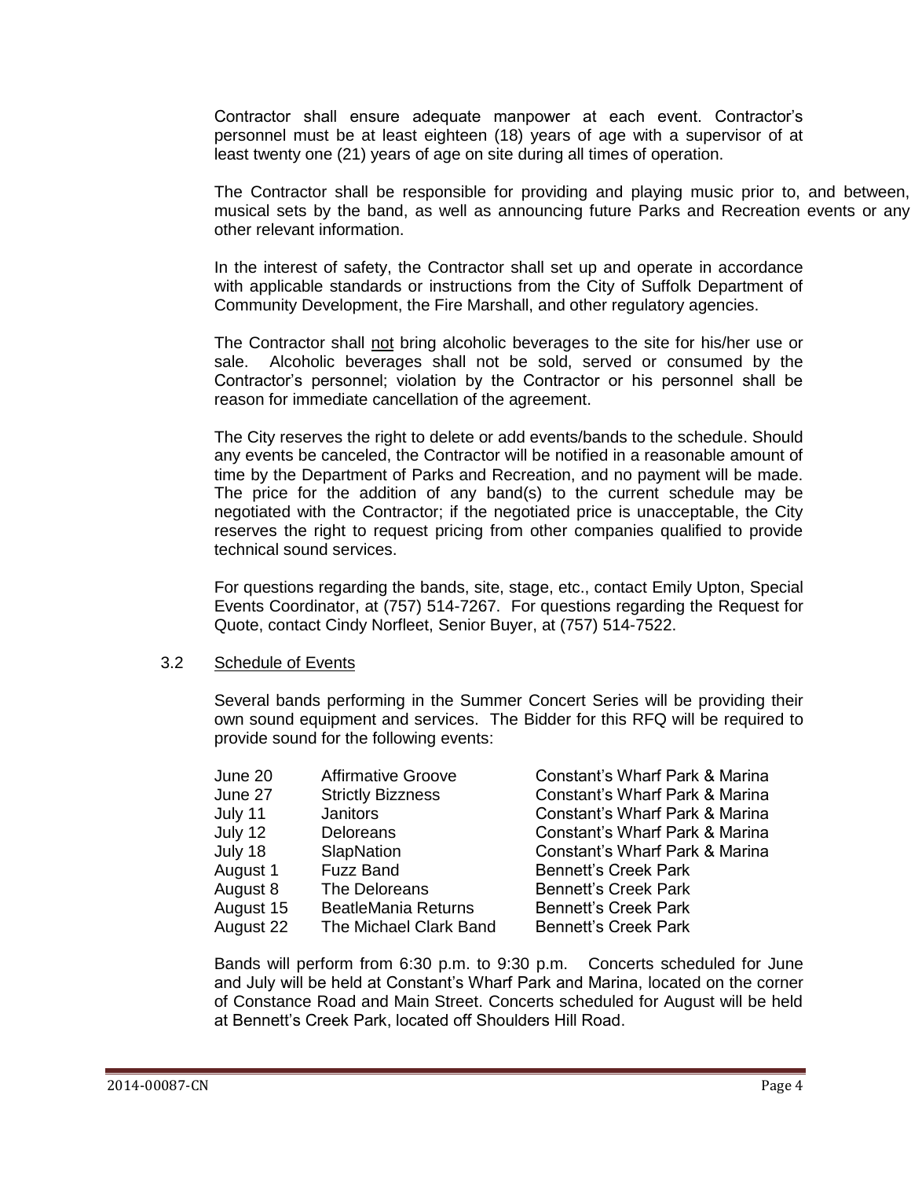Contractor shall ensure adequate manpower at each event. Contractor's personnel must be at least eighteen (18) years of age with a supervisor of at least twenty one (21) years of age on site during all times of operation.

The Contractor shall be responsible for providing and playing music prior to, and between, musical sets by the band, as well as announcing future Parks and Recreation events or any other relevant information.

In the interest of safety, the Contractor shall set up and operate in accordance with applicable standards or instructions from the City of Suffolk Department of Community Development, the Fire Marshall, and other regulatory agencies.

The Contractor shall <u>not</u> bring alcoholic beverages to the site for his/her use or sale. Alcoholic beverages shall not be sold, served or consumed by the Contractor's personnel; violation by the Contractor or his personnel shall be reason for immediate cancellation of the agreement.

The City reserves the right to delete or add events/bands to the schedule. Should any events be canceled, the Contractor will be notified in a reasonable amount of time by the Department of Parks and Recreation, and no payment will be made. The price for the addition of any band(s) to the current schedule may be negotiated with the Contractor; if the negotiated price is unacceptable, the City reserves the right to request pricing from other companies qualified to provide technical sound services.

For questions regarding the bands, site, stage, etc., contact Emily Upton, Special Events Coordinator, at (757) 514-7267. For questions regarding the Request for Quote, contact Cindy Norfleet, Senior Buyer, at (757) 514-7522.

3.2 <u>Schedule of Events</u>

Several bands performing in the Summer Concert Series will be providing their own sound equipment and services. The Bidder for this RFQ will be required to provide sound for the following events:

| | | |
|---|---|---|
| June 20 | Affirmative Groove | Constant's Wharf Park & Marina |
| June 27 | Strictly Bizzness | Constant's Wharf Park & Marina |
| July 11 | Janitors | Constant's Wharf Park & Marina |
| July 12 | Deloreans | Constant's Wharf Park & Marina |
| July 18 | SlapNation | Constant's Wharf Park & Marina |
| August 1 | Fuzz Band | Bennett's Creek Park |
| August 8 | The Deloreans | Bennett's Creek Park |
| August 15 | BeatleMania Returns | Bennett's Creek Park |
| August 22 | The Michael Clark Band | Bennett's Creek Park |

Bands will perform from 6:30 p.m. to 9:30 p.m. Concerts scheduled for June and July will be held at Constant's Wharf Park and Marina, located on the corner of Constance Road and Main Street. Concerts scheduled for August will be held at Bennett's Creek Park, located off Shoulders Hill Road.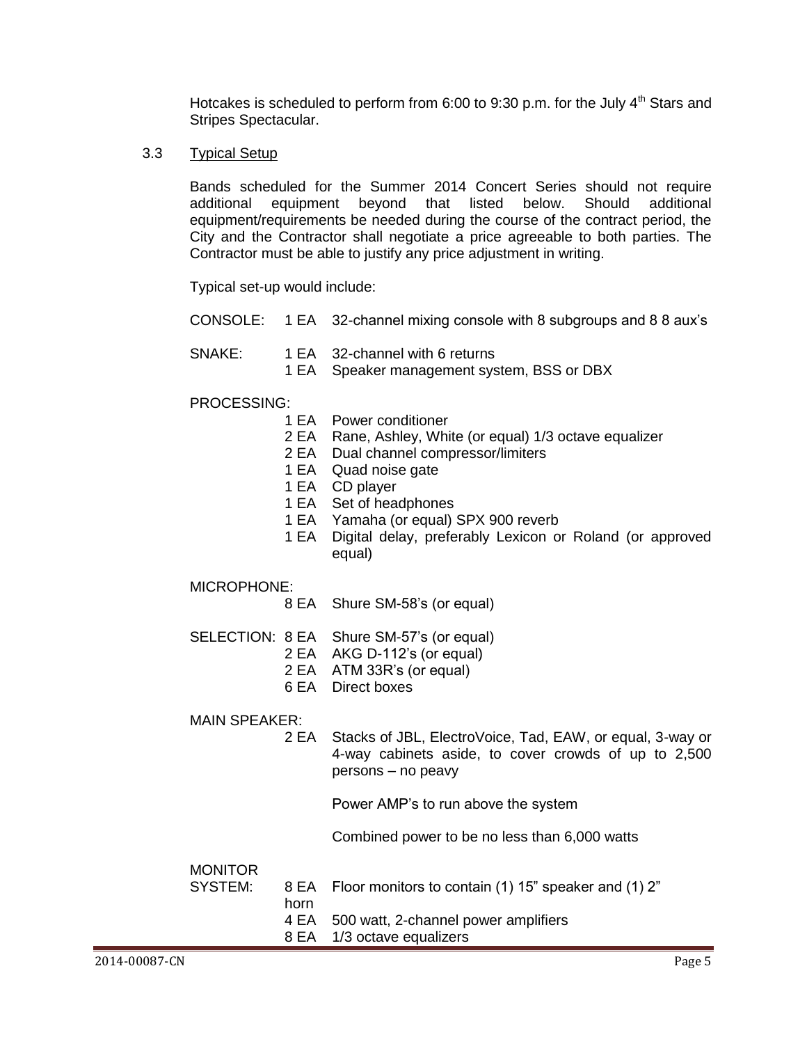Hotcakes is scheduled to perform from 6:00 to 9:30 p.m. for the July 4th Stars and Stripes Spectacular.

3.3 Typical Setup

Bands scheduled for the Summer 2014 Concert Series should not require additional equipment beyond that listed below. Should additional equipment/requirements be needed during the course of the contract period, the City and the Contractor shall negotiate a price agreeable to both parties. The Contractor must be able to justify any price adjustment in writing.

Typical set-up would include:

| | | |
|---|---|---|
| CONSOLE: | 1 EA | 32-channel mixing console with 8 subgroups and 8 8 aux's |
| SNAKE: | 1 EA | 32-channel with 6 returns |
| | 1 EA | Speaker management system, BSS or DBX |
| PROCESSING: | | |
| | 1 EA | Power conditioner |
| | 2 EA | Rane, Ashley, White (or equal) 1/3 octave equalizer |
| | 2 EA | Dual channel compressor/limiters |
| | 1 EA | Quad noise gate |
| | 1 EA | CD player |
| | 1 EA | Set of headphones |
| | 1 EA | Yamaha (or equal) SPX 900 reverb |
| | 1 EA | Digital delay, preferably Lexicon or Roland (or approved equal) |
| MICROPHONE: | | |
| | 8 EA | Shure SM-58's (or equal) |
| SELECTION: | 8 EA | Shure SM-57's (or equal) |
| | 2 EA | AKG D-112's (or equal) |
| | 2 EA | ATM 33R's (or equal) |
| | 6 EA | Direct boxes |
| MAIN SPEAKER: | | |
| | 2 EA | Stacks of JBL, ElectroVoice, Tad, EAW, or equal, 3-way or 4-way cabinets aside, to cover crowds of up to 2,500 persons – no peavy |
| | | Power AMP's to run above the system |
| | | Combined power to be no less than 6,000 watts |
| MONITOR SYSTEM: | 8 EA horn | Floor monitors to contain (1) 15" speaker and (1) 2" |
| | 4 EA | 500 watt, 2-channel power amplifiers |
| | 8 EA | 1/3 octave equalizers |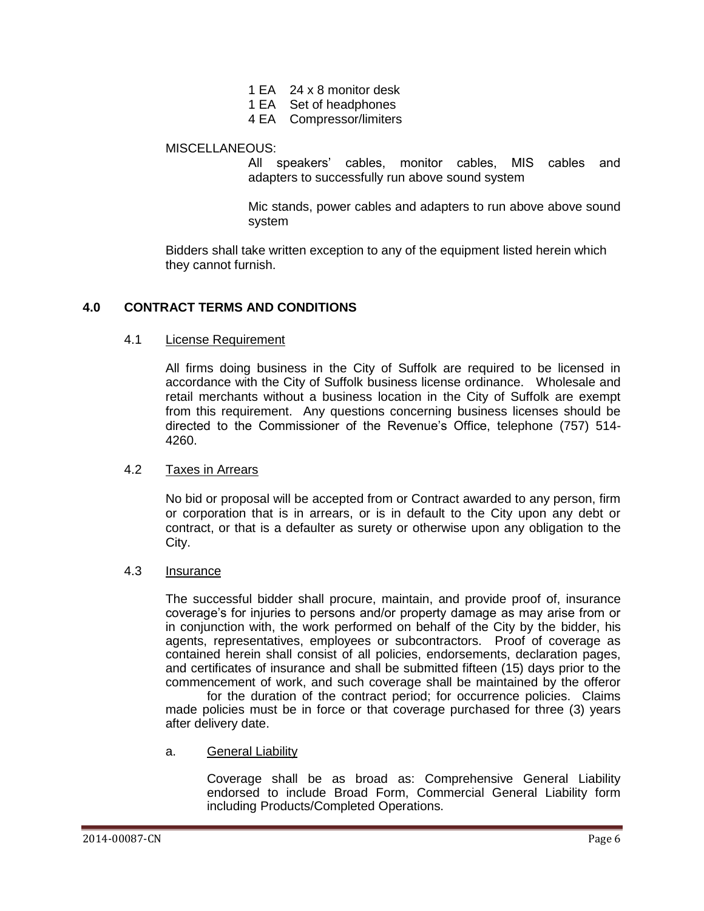1 EA 24 x 8 monitor desk
1 EA Set of headphones
4 EA Compressor/limiters

MISCELLANEOUS:

All speakers' cables, monitor cables, MIS cables and adapters to successfully run above sound system

Mic stands, power cables and adapters to run above above sound system

Bidders shall take written exception to any of the equipment listed herein which they cannot furnish.

## 4.0 CONTRACT TERMS AND CONDITIONS

### 4.1 License Requirement

All firms doing business in the City of Suffolk are required to be licensed in accordance with the City of Suffolk business license ordinance. Wholesale and retail merchants without a business location in the City of Suffolk are exempt from this requirement. Any questions concerning business licenses should be directed to the Commissioner of the Revenue's Office, telephone (757) 514-4260.

### 4.2 Taxes in Arrears

No bid or proposal will be accepted from or Contract awarded to any person, firm or corporation that is in arrears, or is in default to the City upon any debt or contract, or that is a defaulter as surety or otherwise upon any obligation to the City.

### 4.3 Insurance

The successful bidder shall procure, maintain, and provide proof of, insurance coverage's for injuries to persons and/or property damage as may arise from or in conjunction with, the work performed on behalf of the City by the bidder, his agents, representatives, employees or subcontractors. Proof of coverage as contained herein shall consist of all policies, endorsements, declaration pages, and certificates of insurance and shall be submitted fifteen (15) days prior to the commencement of work, and such coverage shall be maintained by the offeror for the duration of the contract period; for occurrence policies. Claims made policies must be in force or that coverage purchased for three (3) years after delivery date.

a. General Liability

Coverage shall be as broad as: Comprehensive General Liability endorsed to include Broad Form, Commercial General Liability form including Products/Completed Operations.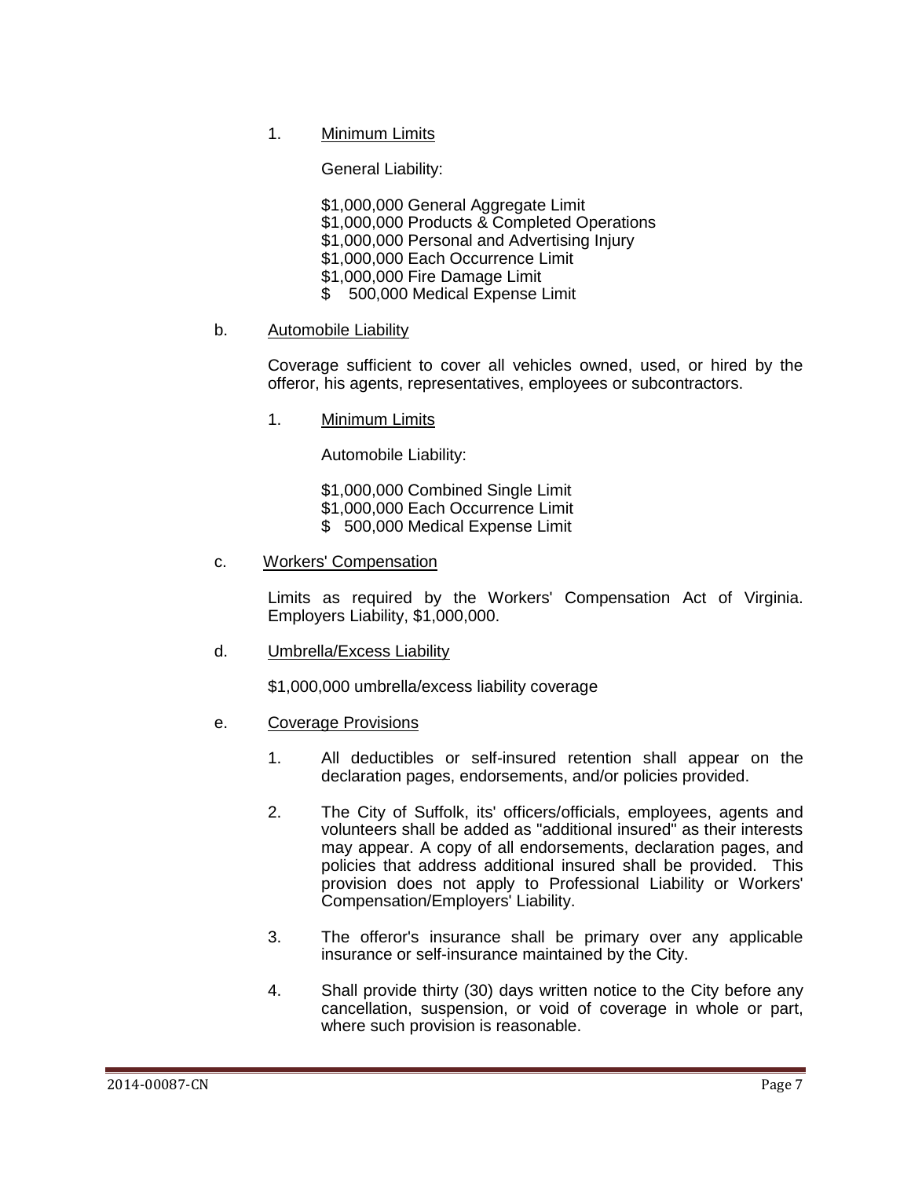1. <u>Minimum Limits</u>

   General Liability:

   $1,000,000 General Aggregate Limit
   $1,000,000 Products & Completed Operations
   $1,000,000 Personal and Advertising Injury
   $1,000,000 Each Occurrence Limit
   $1,000,000 Fire Damage Limit
   $   500,000 Medical Expense Limit

b. <u>Automobile Liability</u>

   Coverage sufficient to cover all vehicles owned, used, or hired by the offeror, his agents, representatives, employees or subcontractors.

   1. <u>Minimum Limits</u>

      Automobile Liability:

      $1,000,000 Combined Single Limit
      $1,000,000 Each Occurrence Limit
      $   500,000 Medical Expense Limit

c. <u>Workers' Compensation</u>

   Limits as required by the Workers' Compensation Act of Virginia. Employers Liability, $1,000,000.

d. <u>Umbrella/Excess Liability</u>

   $1,000,000 umbrella/excess liability coverage

e. <u>Coverage Provisions</u>

   1. All deductibles or self-insured retention shall appear on the declaration pages, endorsements, and/or policies provided.

   2. The City of Suffolk, its' officers/officials, employees, agents and volunteers shall be added as "additional insured" as their interests may appear. A copy of all endorsements, declaration pages, and policies that address additional insured shall be provided. This provision does not apply to Professional Liability or Workers' Compensation/Employers' Liability.

   3. The offeror's insurance shall be primary over any applicable insurance or self-insurance maintained by the City.

   4. Shall provide thirty (30) days written notice to the City before any cancellation, suspension, or void of coverage in whole or part, where such provision is reasonable.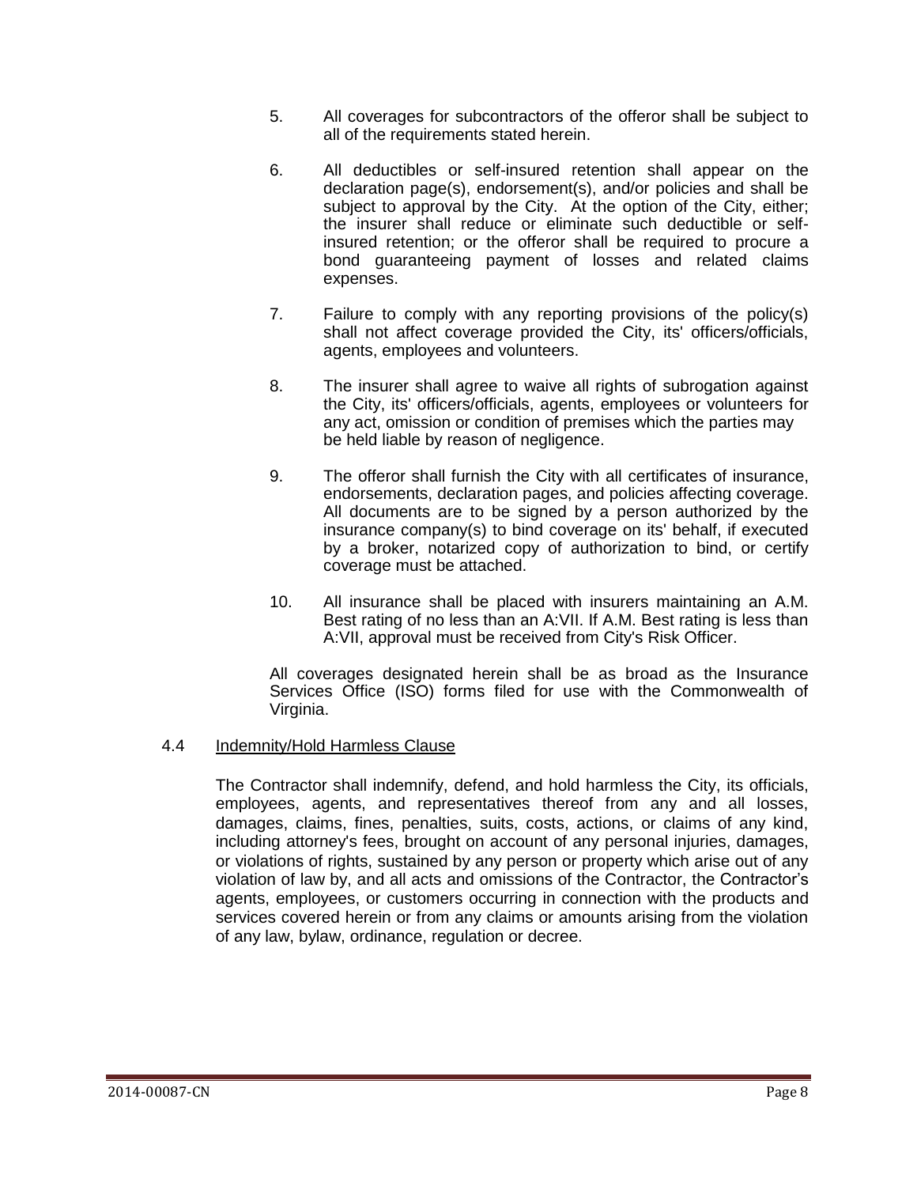5. All coverages for subcontractors of the offeror shall be subject to all of the requirements stated herein.

6. All deductibles or self-insured retention shall appear on the declaration page(s), endorsement(s), and/or policies and shall be subject to approval by the City. At the option of the City, either; the insurer shall reduce or eliminate such deductible or self-insured retention; or the offeror shall be required to procure a bond guaranteeing payment of losses and related claims expenses.

7. Failure to comply with any reporting provisions of the policy(s) shall not affect coverage provided the City, its' officers/officials, agents, employees and volunteers.

8. The insurer shall agree to waive all rights of subrogation against the City, its' officers/officials, agents, employees or volunteers for any act, omission or condition of premises which the parties may be held liable by reason of negligence.

9. The offeror shall furnish the City with all certificates of insurance, endorsements, declaration pages, and policies affecting coverage. All documents are to be signed by a person authorized by the insurance company(s) to bind coverage on its' behalf, if executed by a broker, notarized copy of authorization to bind, or certify coverage must be attached.

10. All insurance shall be placed with insurers maintaining an A.M. Best rating of no less than an A:VII. If A.M. Best rating is less than A:VII, approval must be received from City's Risk Officer.

All coverages designated herein shall be as broad as the Insurance Services Office (ISO) forms filed for use with the Commonwealth of Virginia.

4.4 Indemnity/Hold Harmless Clause

The Contractor shall indemnify, defend, and hold harmless the City, its officials, employees, agents, and representatives thereof from any and all losses, damages, claims, fines, penalties, suits, costs, actions, or claims of any kind, including attorney's fees, brought on account of any personal injuries, damages, or violations of rights, sustained by any person or property which arise out of any violation of law by, and all acts and omissions of the Contractor, the Contractor's agents, employees, or customers occurring in connection with the products and services covered herein or from any claims or amounts arising from the violation of any law, bylaw, ordinance, regulation or decree.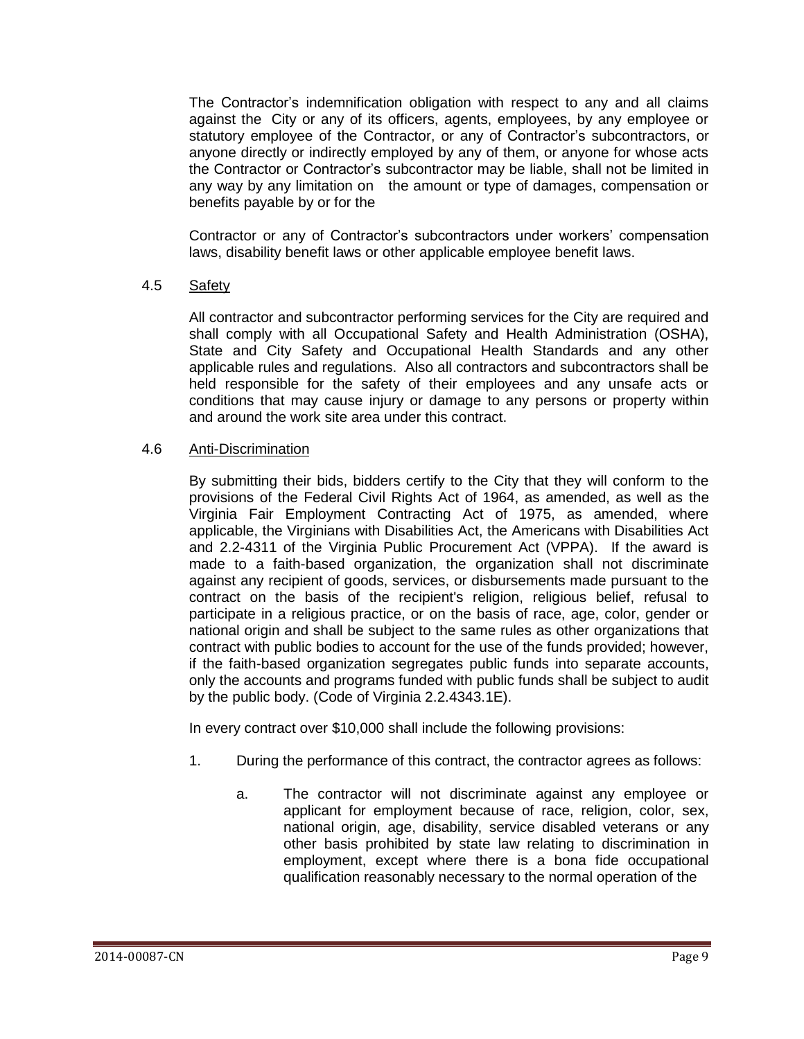The Contractor's indemnification obligation with respect to any and all claims against the City or any of its officers, agents, employees, by any employee or statutory employee of the Contractor, or any of Contractor's subcontractors, or anyone directly or indirectly employed by any of them, or anyone for whose acts the Contractor or Contractor's subcontractor may be liable, shall not be limited in any way by any limitation on the amount or type of damages, compensation or benefits payable by or for the

Contractor or any of Contractor's subcontractors under workers' compensation laws, disability benefit laws or other applicable employee benefit laws.

### 4.5 Safety

All contractor and subcontractor performing services for the City are required and shall comply with all Occupational Safety and Health Administration (OSHA), State and City Safety and Occupational Health Standards and any other applicable rules and regulations. Also all contractors and subcontractors shall be held responsible for the safety of their employees and any unsafe acts or conditions that may cause injury or damage to any persons or property within and around the work site area under this contract.

### 4.6 Anti-Discrimination

By submitting their bids, bidders certify to the City that they will conform to the provisions of the Federal Civil Rights Act of 1964, as amended, as well as the Virginia Fair Employment Contracting Act of 1975, as amended, where applicable, the Virginians with Disabilities Act, the Americans with Disabilities Act and 2.2-4311 of the Virginia Public Procurement Act (VPPA). If the award is made to a faith-based organization, the organization shall not discriminate against any recipient of goods, services, or disbursements made pursuant to the contract on the basis of the recipient's religion, religious belief, refusal to participate in a religious practice, or on the basis of race, age, color, gender or national origin and shall be subject to the same rules as other organizations that contract with public bodies to account for the use of the funds provided; however, if the faith-based organization segregates public funds into separate accounts, only the accounts and programs funded with public funds shall be subject to audit by the public body. (Code of Virginia 2.2.4343.1E).

In every contract over $10,000 shall include the following provisions:

1. During the performance of this contract, the contractor agrees as follows:

   a. The contractor will not discriminate against any employee or applicant for employment because of race, religion, color, sex, national origin, age, disability, service disabled veterans or any other basis prohibited by state law relating to discrimination in employment, except where there is a bona fide occupational qualification reasonably necessary to the normal operation of the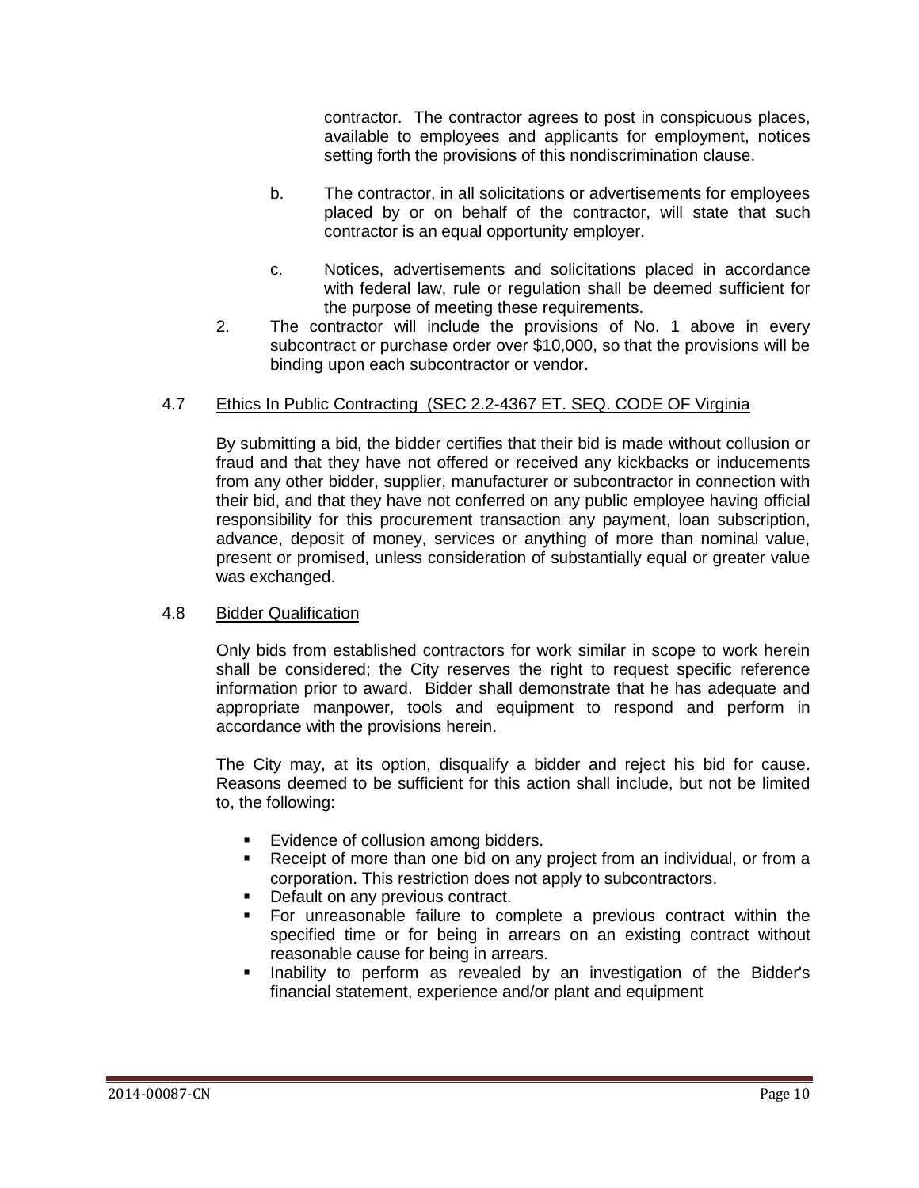contractor. The contractor agrees to post in conspicuous places, available to employees and applicants for employment, notices setting forth the provisions of this nondiscrimination clause.

b. The contractor, in all solicitations or advertisements for employees placed by or on behalf of the contractor, will state that such contractor is an equal opportunity employer.

c. Notices, advertisements and solicitations placed in accordance with federal law, rule or regulation shall be deemed sufficient for the purpose of meeting these requirements.

2. The contractor will include the provisions of No. 1 above in every subcontract or purchase order over $10,000, so that the provisions will be binding upon each subcontractor or vendor.

### 4.7 Ethics In Public Contracting (SEC 2.2-4367 ET. SEQ. CODE OF Virginia

By submitting a bid, the bidder certifies that their bid is made without collusion or fraud and that they have not offered or received any kickbacks or inducements from any other bidder, supplier, manufacturer or subcontractor in connection with their bid, and that they have not conferred on any public employee having official responsibility for this procurement transaction any payment, loan subscription, advance, deposit of money, services or anything of more than nominal value, present or promised, unless consideration of substantially equal or greater value was exchanged.

### 4.8 Bidder Qualification

Only bids from established contractors for work similar in scope to work herein shall be considered; the City reserves the right to request specific reference information prior to award. Bidder shall demonstrate that he has adequate and appropriate manpower, tools and equipment to respond and perform in accordance with the provisions herein.

The City may, at its option, disqualify a bidder and reject his bid for cause. Reasons deemed to be sufficient for this action shall include, but not be limited to, the following:

- Evidence of collusion among bidders.
- Receipt of more than one bid on any project from an individual, or from a corporation. This restriction does not apply to subcontractors.
- Default on any previous contract.
- For unreasonable failure to complete a previous contract within the specified time or for being in arrears on an existing contract without reasonable cause for being in arrears.
- Inability to perform as revealed by an investigation of the Bidder's financial statement, experience and/or plant and equipment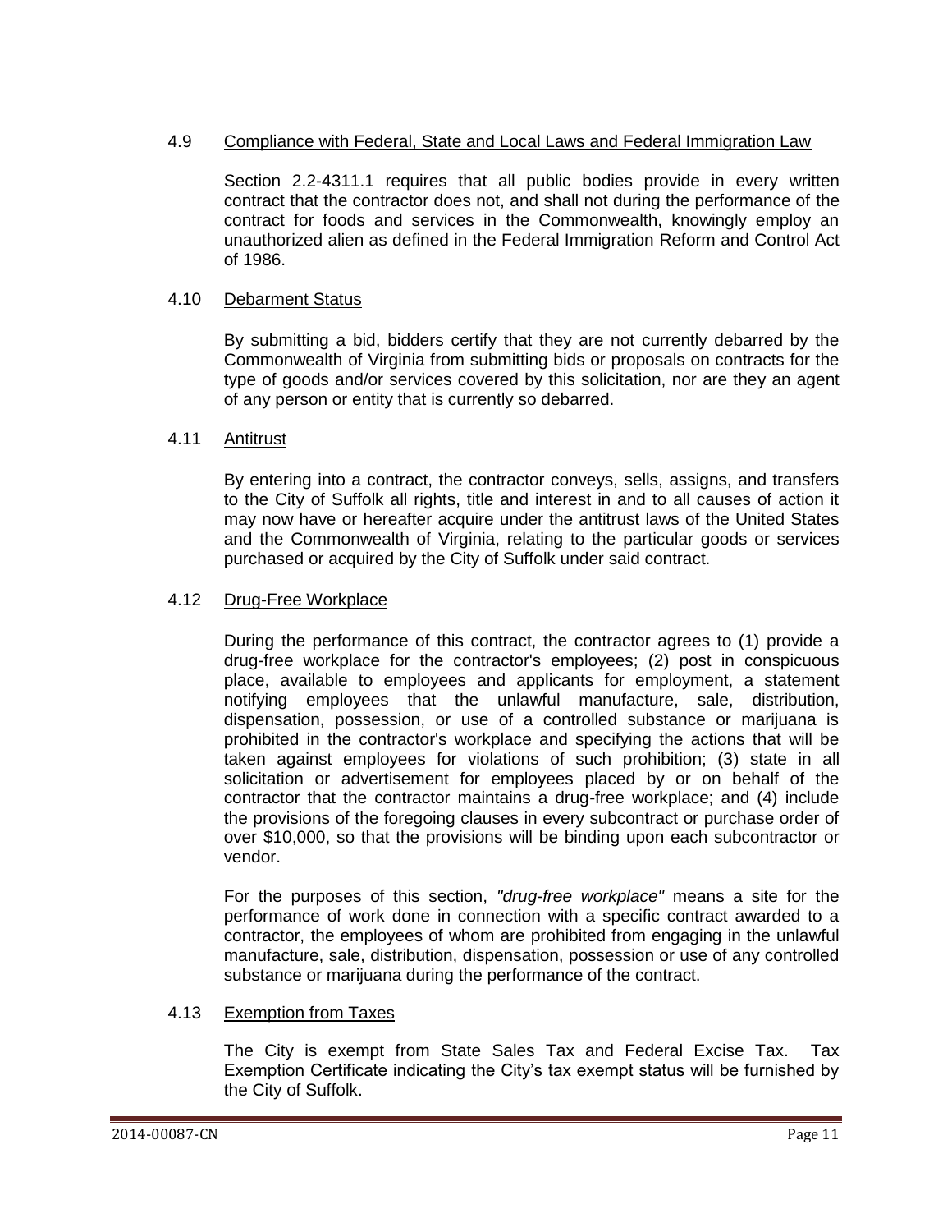### 4.9 Compliance with Federal, State and Local Laws and Federal Immigration Law

Section 2.2-4311.1 requires that all public bodies provide in every written contract that the contractor does not, and shall not during the performance of the contract for foods and services in the Commonwealth, knowingly employ an unauthorized alien as defined in the Federal Immigration Reform and Control Act of 1986.

### 4.10 Debarment Status

By submitting a bid, bidders certify that they are not currently debarred by the Commonwealth of Virginia from submitting bids or proposals on contracts for the type of goods and/or services covered by this solicitation, nor are they an agent of any person or entity that is currently so debarred.

### 4.11 Antitrust

By entering into a contract, the contractor conveys, sells, assigns, and transfers to the City of Suffolk all rights, title and interest in and to all causes of action it may now have or hereafter acquire under the antitrust laws of the United States and the Commonwealth of Virginia, relating to the particular goods or services purchased or acquired by the City of Suffolk under said contract.

### 4.12 Drug-Free Workplace

During the performance of this contract, the contractor agrees to (1) provide a drug-free workplace for the contractor's employees; (2) post in conspicuous place, available to employees and applicants for employment, a statement notifying employees that the unlawful manufacture, sale, distribution, dispensation, possession, or use of a controlled substance or marijuana is prohibited in the contractor's workplace and specifying the actions that will be taken against employees for violations of such prohibition; (3) state in all solicitation or advertisement for employees placed by or on behalf of the contractor that the contractor maintains a drug-free workplace; and (4) include the provisions of the foregoing clauses in every subcontract or purchase order of over $10,000, so that the provisions will be binding upon each subcontractor or vendor.

For the purposes of this section, *"drug-free workplace"* means a site for the performance of work done in connection with a specific contract awarded to a contractor, the employees of whom are prohibited from engaging in the unlawful manufacture, sale, distribution, dispensation, possession or use of any controlled substance or marijuana during the performance of the contract.

### 4.13 Exemption from Taxes

The City is exempt from State Sales Tax and Federal Excise Tax. Tax Exemption Certificate indicating the City's tax exempt status will be furnished by the City of Suffolk.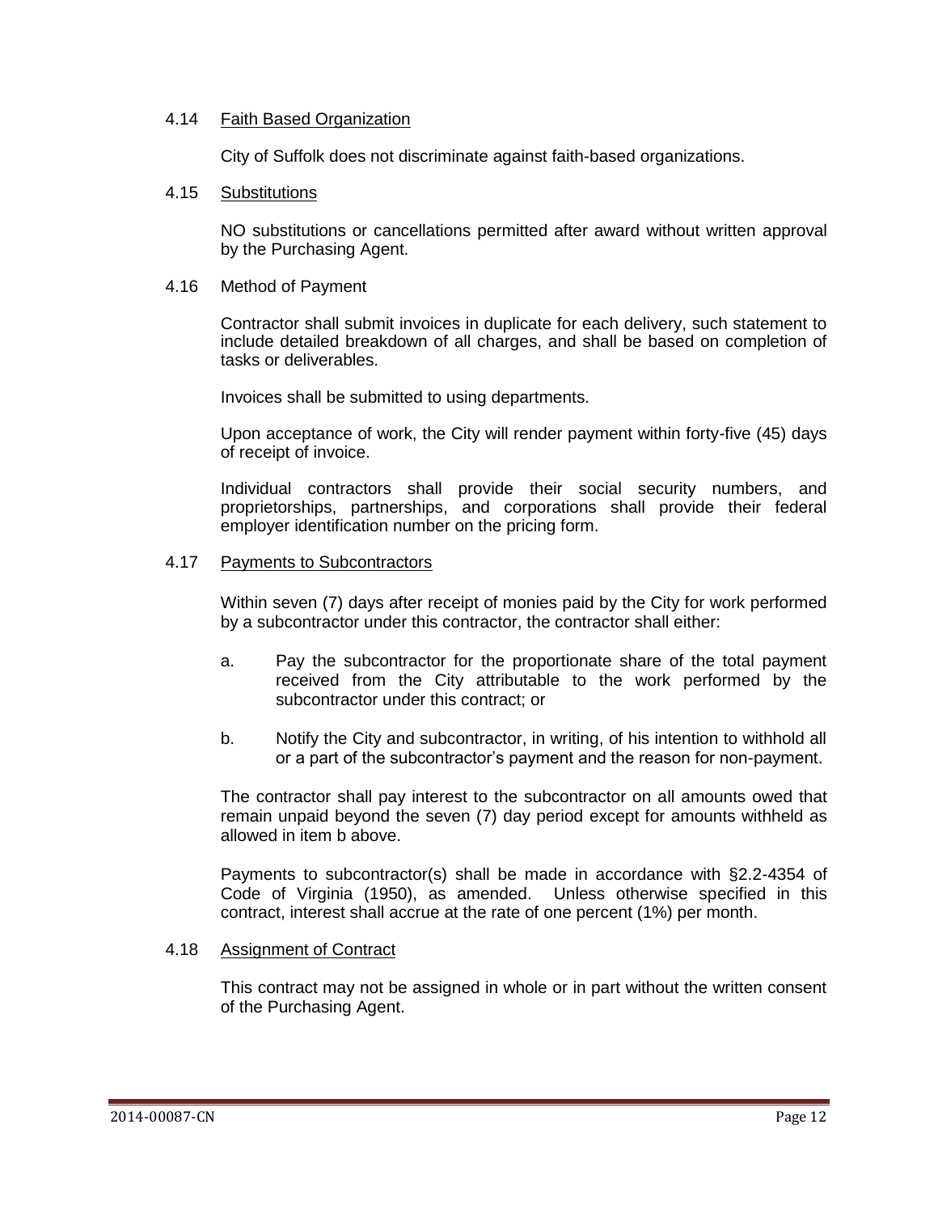### 4.14 Faith Based Organization

City of Suffolk does not discriminate against faith-based organizations.

### 4.15 Substitutions

NO substitutions or cancellations permitted after award without written approval by the Purchasing Agent.

### 4.16 Method of Payment

Contractor shall submit invoices in duplicate for each delivery, such statement to include detailed breakdown of all charges, and shall be based on completion of tasks or deliverables.

Invoices shall be submitted to using departments.

Upon acceptance of work, the City will render payment within forty-five (45) days of receipt of invoice.

Individual contractors shall provide their social security numbers, and proprietorships, partnerships, and corporations shall provide their federal employer identification number on the pricing form.

### 4.17 Payments to Subcontractors

Within seven (7) days after receipt of monies paid by the City for work performed by a subcontractor under this contractor, the contractor shall either:

a. Pay the subcontractor for the proportionate share of the total payment received from the City attributable to the work performed by the subcontractor under this contract; or

b. Notify the City and subcontractor, in writing, of his intention to withhold all or a part of the subcontractor's payment and the reason for non-payment.

The contractor shall pay interest to the subcontractor on all amounts owed that remain unpaid beyond the seven (7) day period except for amounts withheld as allowed in item b above.

Payments to subcontractor(s) shall be made in accordance with §2.2-4354 of Code of Virginia (1950), as amended. Unless otherwise specified in this contract, interest shall accrue at the rate of one percent (1%) per month.

### 4.18 Assignment of Contract

This contract may not be assigned in whole or in part without the written consent of the Purchasing Agent.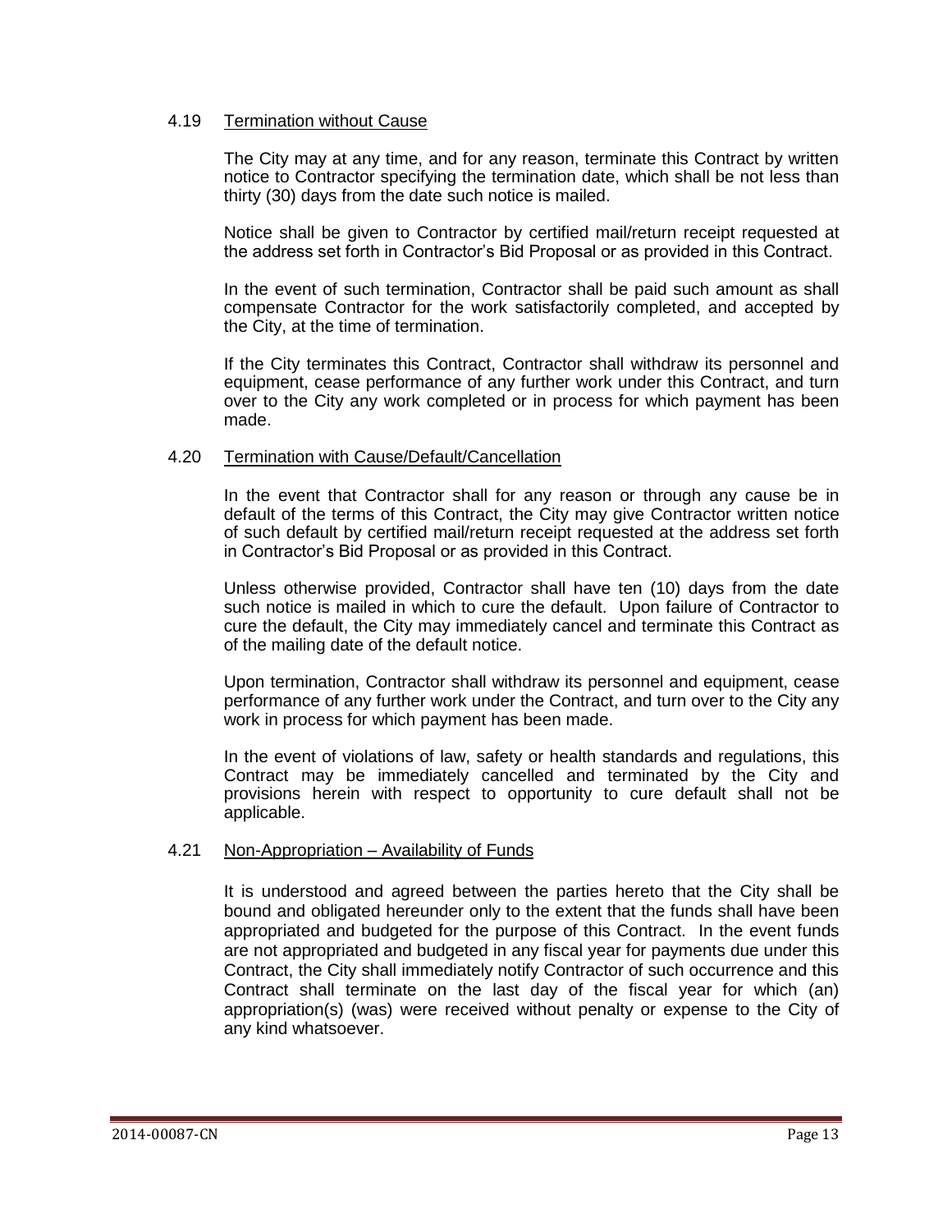### 4.19 Termination without Cause

The City may at any time, and for any reason, terminate this Contract by written notice to Contractor specifying the termination date, which shall be not less than thirty (30) days from the date such notice is mailed.

Notice shall be given to Contractor by certified mail/return receipt requested at the address set forth in Contractor's Bid Proposal or as provided in this Contract.

In the event of such termination, Contractor shall be paid such amount as shall compensate Contractor for the work satisfactorily completed, and accepted by the City, at the time of termination.

If the City terminates this Contract, Contractor shall withdraw its personnel and equipment, cease performance of any further work under this Contract, and turn over to the City any work completed or in process for which payment has been made.

### 4.20 Termination with Cause/Default/Cancellation

In the event that Contractor shall for any reason or through any cause be in default of the terms of this Contract, the City may give Contractor written notice of such default by certified mail/return receipt requested at the address set forth in Contractor's Bid Proposal or as provided in this Contract.

Unless otherwise provided, Contractor shall have ten (10) days from the date such notice is mailed in which to cure the default. Upon failure of Contractor to cure the default, the City may immediately cancel and terminate this Contract as of the mailing date of the default notice.

Upon termination, Contractor shall withdraw its personnel and equipment, cease performance of any further work under the Contract, and turn over to the City any work in process for which payment has been made.

In the event of violations of law, safety or health standards and regulations, this Contract may be immediately cancelled and terminated by the City and provisions herein with respect to opportunity to cure default shall not be applicable.

### 4.21 Non-Appropriation – Availability of Funds

It is understood and agreed between the parties hereto that the City shall be bound and obligated hereunder only to the extent that the funds shall have been appropriated and budgeted for the purpose of this Contract. In the event funds are not appropriated and budgeted in any fiscal year for payments due under this Contract, the City shall immediately notify Contractor of such occurrence and this Contract shall terminate on the last day of the fiscal year for which (an) appropriation(s) (was) were received without penalty or expense to the City of any kind whatsoever.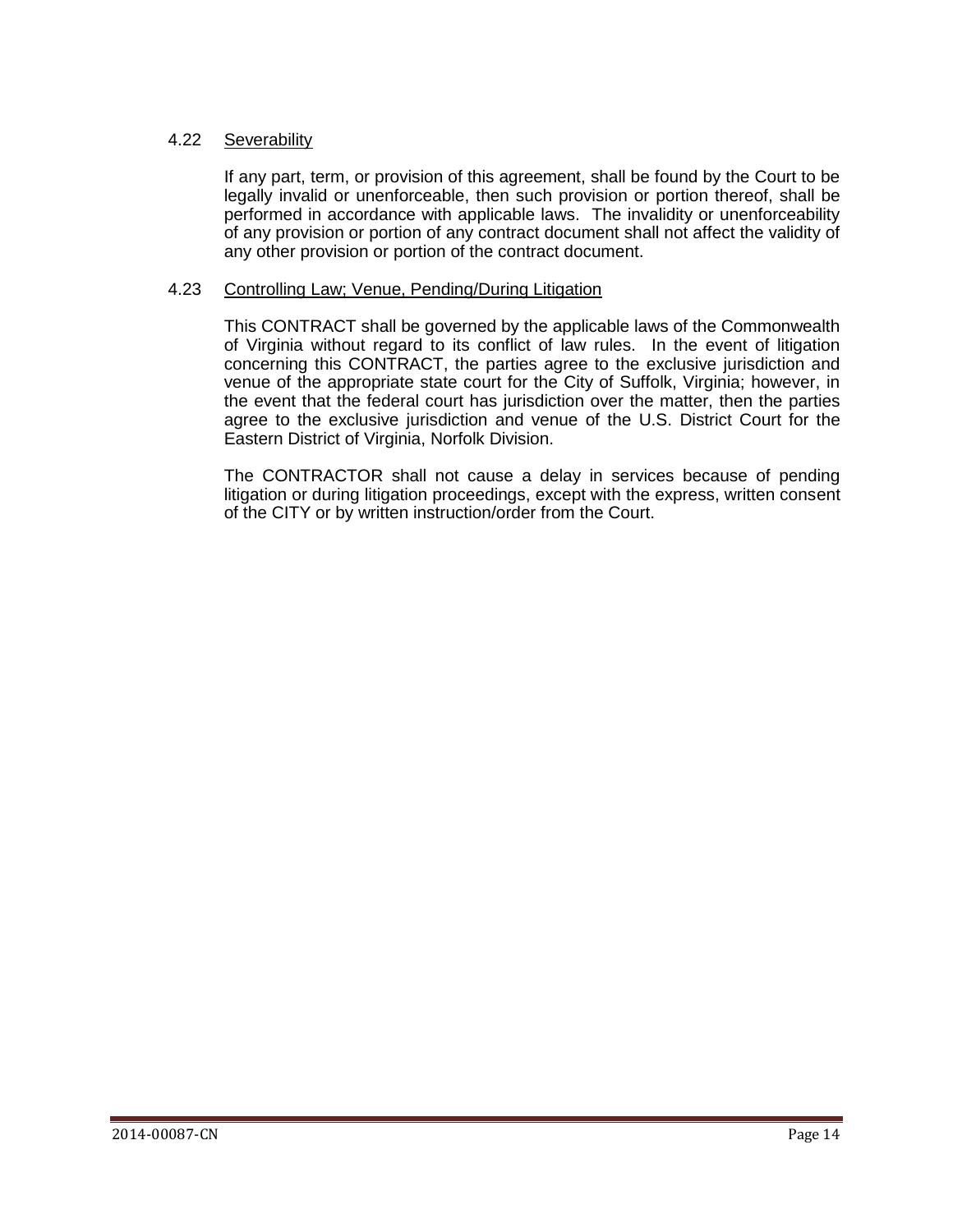### 4.22 Severability

If any part, term, or provision of this agreement, shall be found by the Court to be legally invalid or unenforceable, then such provision or portion thereof, shall be performed in accordance with applicable laws. The invalidity or unenforceability of any provision or portion of any contract document shall not affect the validity of any other provision or portion of the contract document.

### 4.23 Controlling Law; Venue, Pending/During Litigation

This CONTRACT shall be governed by the applicable laws of the Commonwealth of Virginia without regard to its conflict of law rules. In the event of litigation concerning this CONTRACT, the parties agree to the exclusive jurisdiction and venue of the appropriate state court for the City of Suffolk, Virginia; however, in the event that the federal court has jurisdiction over the matter, then the parties agree to the exclusive jurisdiction and venue of the U.S. District Court for the Eastern District of Virginia, Norfolk Division.

The CONTRACTOR shall not cause a delay in services because of pending litigation or during litigation proceedings, except with the express, written consent of the CITY or by written instruction/order from the Court.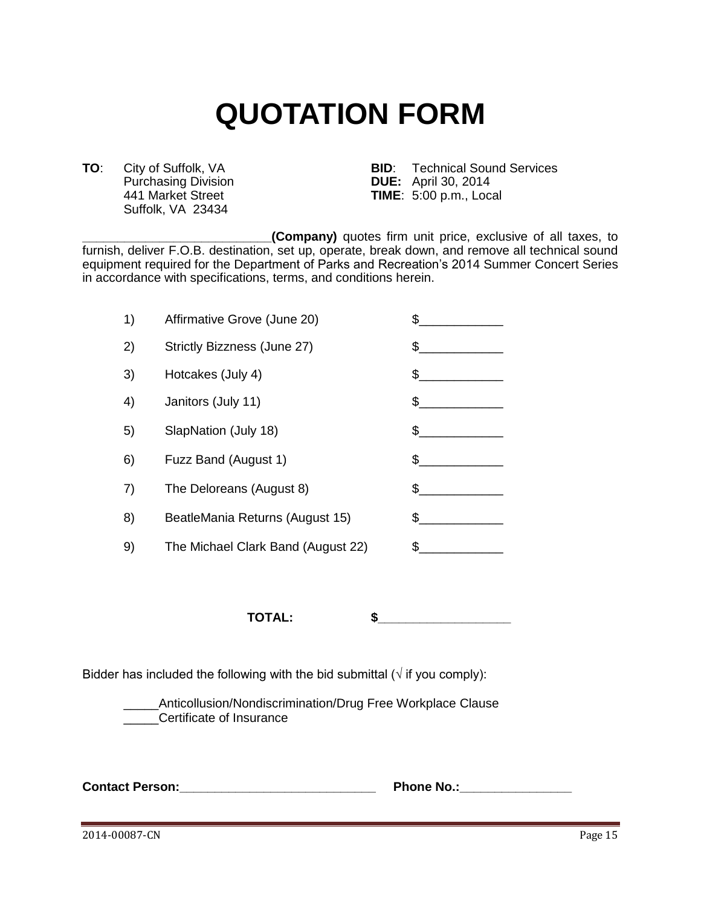# QUOTATION FORM

**TO**: City of Suffolk, VA
Purchasing Division
441 Market Street
Suffolk, VA 23434

**BID**: Technical Sound Services
**DUE:** April 30, 2014
**TIME**: 5:00 p.m., Local

___________________________**(Company)** quotes firm unit price, exclusive of all taxes, to furnish, deliver F.O.B. destination, set up, operate, break down, and remove all technical sound equipment required for the Department of Parks and Recreation's 2014 Summer Concert Series in accordance with specifications, terms, and conditions herein.

| | | |
|---|---|---|
| 1) | Affirmative Grove (June 20) | $____________ |
| 2) | Strictly Bizzness (June 27) | $____________ |
| 3) | Hotcakes (July 4) | $____________ |
| 4) | Janitors (July 11) | $____________ |
| 5) | SlapNation (July 18) | $____________ |
| 6) | Fuzz Band (August 1) | $____________ |
| 7) | The Deloreans (August 8) | $____________ |
| 8) | BeatleMania Returns (August 15) | $____________ |
| 9) | The Michael Clark Band (August 22) | $____________ |

**TOTAL:** **$__________________**

Bidder has included the following with the bid submittal (√ if you comply):

_____Anticollusion/Nondiscrimination/Drug Free Workplace Clause
_____Certificate of Insurance

**Contact Person:_____________________________** **Phone No.:________________**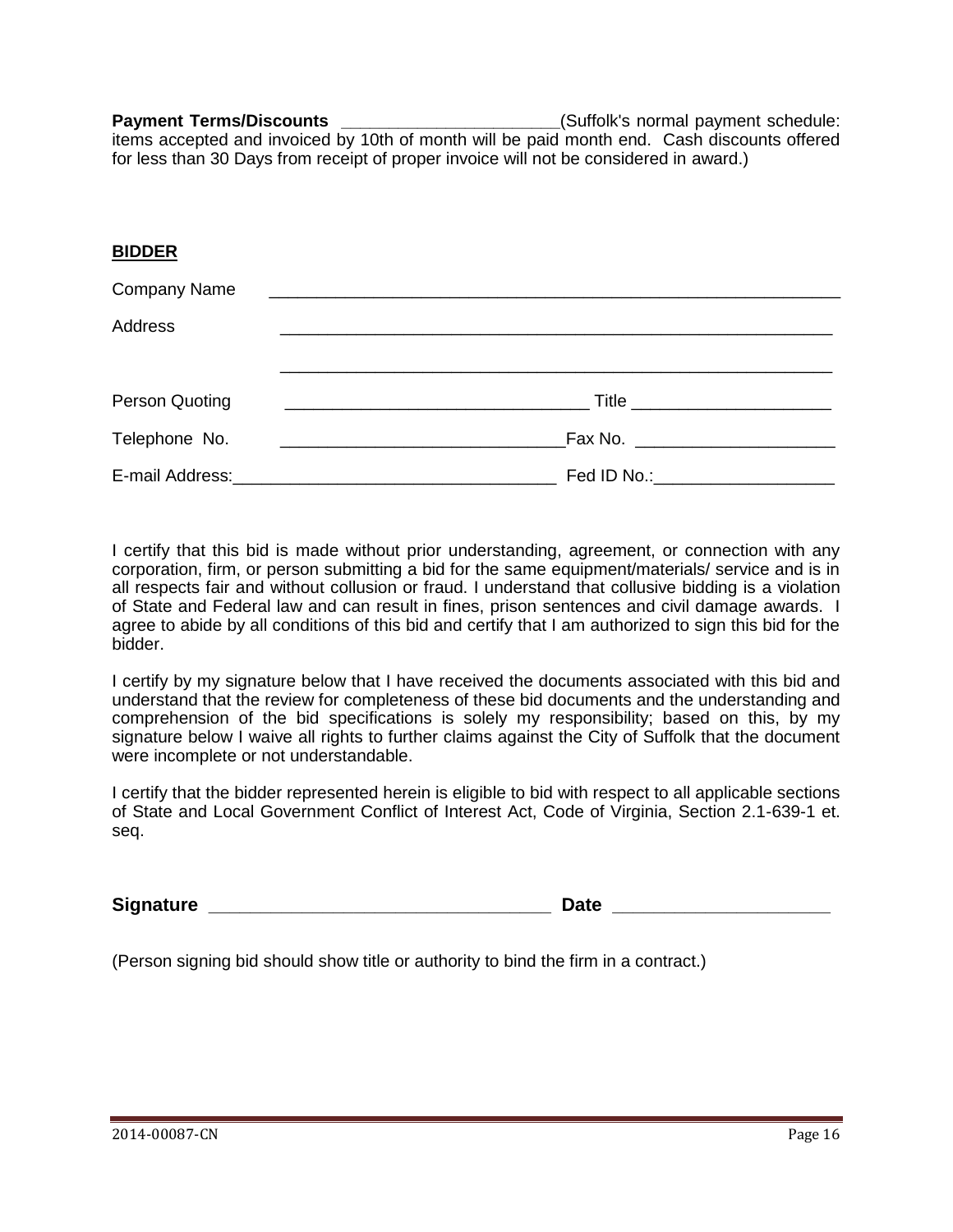**Payment Terms/Discounts** ______________________(Suffolk's normal payment schedule: items accepted and invoiced by 10th of month will be paid month end. Cash discounts offered for less than 30 Days from receipt of proper invoice will not be considered in award.)

**BIDDER**

Company Name ____________________________________________________________

Address ____________________________________________________________

____________________________________________________________

Person Quoting ________________________________ Title _____________________

Telephone No. ______________________________Fax No. _____________________

E-mail Address:__________________________________ Fed ID No.:___________________

I certify that this bid is made without prior understanding, agreement, or connection with any corporation, firm, or person submitting a bid for the same equipment/materials/ service and is in all respects fair and without collusion or fraud. I understand that collusive bidding is a violation of State and Federal law and can result in fines, prison sentences and civil damage awards. I agree to abide by all conditions of this bid and certify that I am authorized to sign this bid for the bidder.

I certify by my signature below that I have received the documents associated with this bid and understand that the review for completeness of these bid documents and the understanding and comprehension of the bid specifications is solely my responsibility; based on this, by my signature below I waive all rights to further claims against the City of Suffolk that the document were incomplete or not understandable.

I certify that the bidder represented herein is eligible to bid with respect to all applicable sections of State and Local Government Conflict of Interest Act, Code of Virginia, Section 2.1-639-1 et. seq.

**Signature** _________________________________ **Date** _____________________

(Person signing bid should show title or authority to bind the firm in a contract.)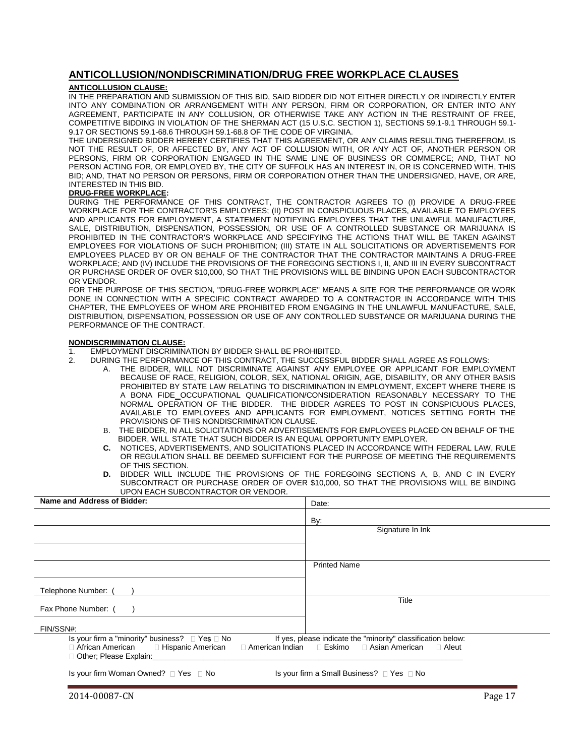## ANTICOLLUSION/NONDISCRIMINATION/DRUG FREE WORKPLACE CLAUSES

**ANTICOLLUSION CLAUSE:**

IN THE PREPARATION AND SUBMISSION OF THIS BID, SAID BIDDER DID NOT EITHER DIRECTLY OR INDIRECTLY ENTER INTO ANY COMBINATION OR ARRANGEMENT WITH ANY PERSON, FIRM OR CORPORATION, OR ENTER INTO ANY AGREEMENT, PARTICIPATE IN ANY COLLUSION, OR OTHERWISE TAKE ANY ACTION IN THE RESTRAINT OF FREE, COMPETITIVE BIDDING IN VIOLATION OF THE SHERMAN ACT (15 U.S.C. SECTION 1), SECTIONS 59.1-9.1 THROUGH 59.1-9.17 OR SECTIONS 59.1-68.6 THROUGH 59.1-68.8 OF THE CODE OF VIRGINIA.

THE UNDERSIGNED BIDDER HEREBY CERTIFIES THAT THIS AGREEMENT, OR ANY CLAIMS RESULTING THEREFROM, IS NOT THE RESULT OF, OR AFFECTED BY, ANY ACT OF COLLUSION WITH, OR ANY ACT OF, ANOTHER PERSON OR PERSONS, FIRM OR CORPORATION ENGAGED IN THE SAME LINE OF BUSINESS OR COMMERCE; AND, THAT NO PERSON ACTING FOR, OR EMPLOYED BY, THE CITY OF SUFFOLK HAS AN INTEREST IN, OR IS CONCERNED WITH, THIS BID; AND, THAT NO PERSON OR PERSONS, FIRM OR CORPORATION OTHER THAN THE UNDERSIGNED, HAVE, OR ARE, INTERESTED IN THIS BID.

**DRUG-FREE WORKPLACE:**

DURING THE PERFORMANCE OF THIS CONTRACT, THE CONTRACTOR AGREES TO (I) PROVIDE A DRUG-FREE WORKPLACE FOR THE CONTRACTOR'S EMPLOYEES; (II) POST IN CONSPICUOUS PLACES, AVAILABLE TO EMPLOYEES AND APPLICANTS FOR EMPLOYMENT, A STATEMENT NOTIFYING EMPLOYEES THAT THE UNLAWFUL MANUFACTURE, SALE, DISTRIBUTION, DISPENSATION, POSSESSION, OR USE OF A CONTROLLED SUBSTANCE OR MARIJUANA IS PROHIBITED IN THE CONTRACTOR'S WORKPLACE AND SPECIFYING THE ACTIONS THAT WILL BE TAKEN AGAINST EMPLOYEES FOR VIOLATIONS OF SUCH PROHIBITION; (III) STATE IN ALL SOLICITATIONS OR ADVERTISEMENTS FOR EMPLOYEES PLACED BY OR ON BEHALF OF THE CONTRACTOR THAT THE CONTRACTOR MAINTAINS A DRUG-FREE WORKPLACE; AND (IV) INCLUDE THE PROVISIONS OF THE FOREGOING SECTIONS I, II, AND III IN EVERY SUBCONTRACT OR PURCHASE ORDER OF OVER $10,000, SO THAT THE PROVISIONS WILL BE BINDING UPON EACH SUBCONTRACTOR OR VENDOR.

FOR THE PURPOSE OF THIS SECTION, "DRUG-FREE WORKPLACE" MEANS A SITE FOR THE PERFORMANCE OR WORK DONE IN CONNECTION WITH A SPECIFIC CONTRACT AWARDED TO A CONTRACTOR IN ACCORDANCE WITH THIS CHAPTER, THE EMPLOYEES OF WHOM ARE PROHIBITED FROM ENGAGING IN THE UNLAWFUL MANUFACTURE, SALE, DISTRIBUTION, DISPENSATION, POSSESSION OR USE OF ANY CONTROLLED SUBSTANCE OR MARIJUANA DURING THE PERFORMANCE OF THE CONTRACT.

**NONDISCRIMINATION CLAUSE:**

1. EMPLOYMENT DISCRIMINATION BY BIDDER SHALL BE PROHIBITED.
2. DURING THE PERFORMANCE OF THIS CONTRACT, THE SUCCESSFUL BIDDER SHALL AGREE AS FOLLOWS:
   - A. THE BIDDER, WILL NOT DISCRIMINATE AGAINST ANY EMPLOYEE OR APPLICANT FOR EMPLOYMENT BECAUSE OF RACE, RELIGION, COLOR, SEX, NATIONAL ORIGIN, AGE, DISABILITY, OR ANY OTHER BASIS PROHIBITED BY STATE LAW RELATING TO DISCRIMINATION IN EMPLOYMENT, EXCEPT WHERE THERE IS A BONA FIDE OCCUPATIONAL QUALIFICATION/CONSIDERATION REASONABLY NECESSARY TO THE NORMAL OPERATION OF THE BIDDER. THE BIDDER AGREES TO POST IN CONSPICUOUS PLACES, AVAILABLE TO EMPLOYEES AND APPLICANTS FOR EMPLOYMENT, NOTICES SETTING FORTH THE PROVISIONS OF THIS NONDISCRIMINATION CLAUSE.
   - B. THE BIDDER, IN ALL SOLICITATIONS OR ADVERTISEMENTS FOR EMPLOYEES PLACED ON BEHALF OF THE BIDDER, WILL STATE THAT SUCH BIDDER IS AN EQUAL OPPORTUNITY EMPLOYER.
   - **C.** NOTICES, ADVERTISEMENTS, AND SOLICITATIONS PLACED IN ACCORDANCE WITH FEDERAL LAW, RULE OR REGULATION SHALL BE DEEMED SUFFICIENT FOR THE PURPOSE OF MEETING THE REQUIREMENTS OF THIS SECTION.
   - **D.** BIDDER WILL INCLUDE THE PROVISIONS OF THE FOREGOING SECTIONS A, B, AND C IN EVERY SUBCONTRACT OR PURCHASE ORDER OF OVER $10,000, SO THAT THE PROVISIONS WILL BE BINDING UPON EACH SUBCONTRACTOR OR VENDOR.

| **Name and Address of Bidder:** | Date: |
|---|---|
| | By: |
| | Signature In Ink |
| | |
| | Printed Name |
| Telephone Number: ( ) | |
| Fax Phone Number: ( ) | Title |
| FIN/SSN#: | |

Is your firm a "minority" business? ☐ Yes ☐ No  If yes, please indicate the "minority" classification below:

☐ African American ☐ Hispanic American ☐ American Indian ☐ Eskimo ☐ Asian American ☐ Aleut

☐ Other; Please Explain: ______________________

Is your firm Woman Owned? ☐ Yes ☐ No  Is your firm a Small Business? ☐ Yes ☐ No

2014-00087-CN